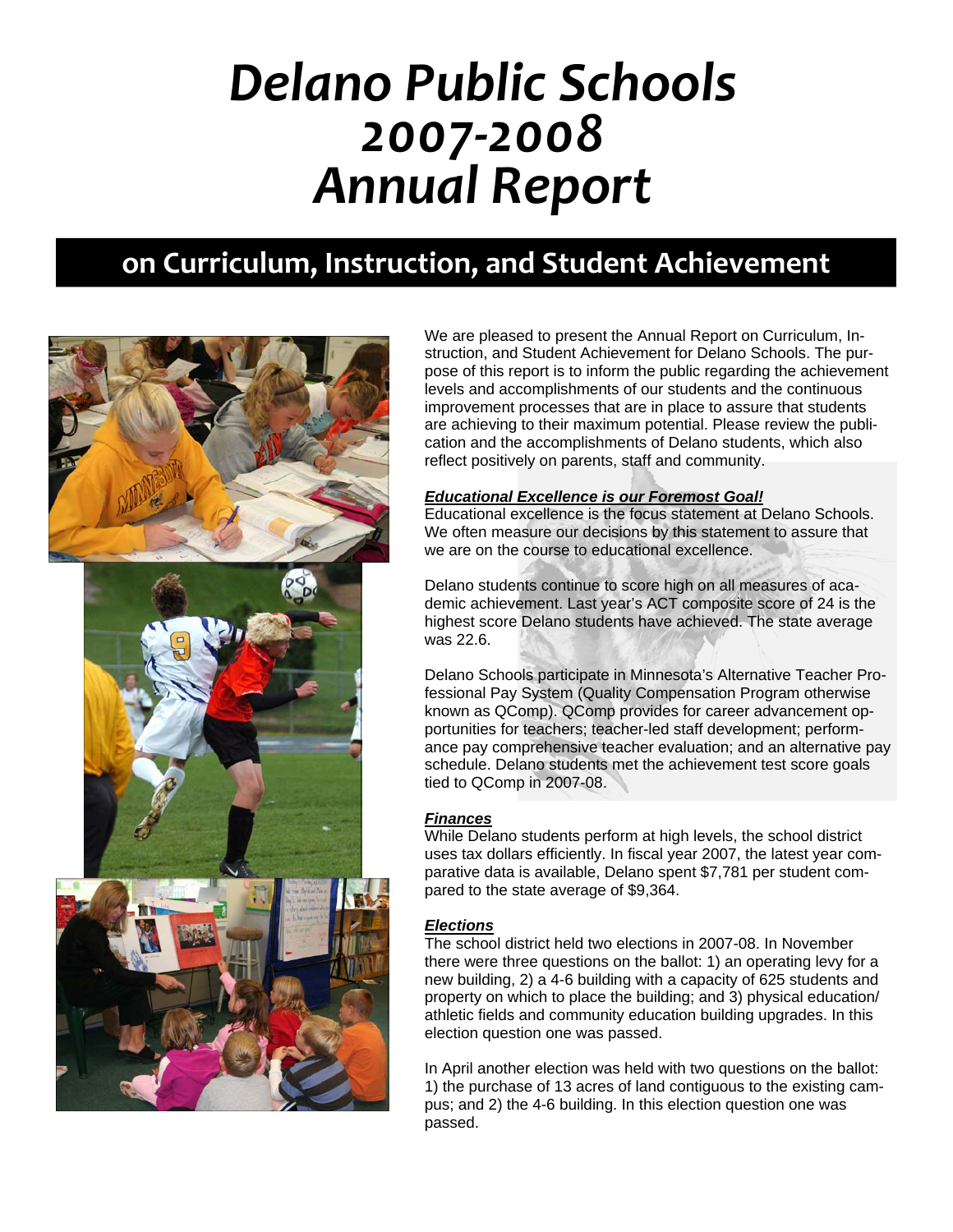# Delano Public Schools 2007-2008 Annual Report

## on Curriculum, Instruction, and Student Achievement

We are pleased to present the Annual Report on Curriculum, Instruction, and Student Achievement for Delano Schools. The purpose of this report is to inform the public regarding the achievement levels and accomplishments of our students and the continuous improvement processes that are in place to assure that students are achieving to their maximum potential. Please review the publication and the accomplishments of Delano students, which also reflect positively on parents, staff and community.

***Educational Excellence is our Foremost Goal!***

Educational excellence is the focus statement at Delano Schools. We often measure our decisions by this statement to assure that we are on the course to educational excellence.

Delano students continue to score high on all measures of academic achievement. Last year's ACT composite score of 24 is the highest score Delano students have achieved. The state average was 22.6.

Delano Schools participate in Minnesota's Alternative Teacher Professional Pay System (Quality Compensation Program otherwise known as QComp). QComp provides for career advancement opportunities for teachers; teacher-led staff development; performance pay comprehensive teacher evaluation; and an alternative pay schedule. Delano students met the achievement test score goals tied to QComp in 2007-08.

***Finances***

While Delano students perform at high levels, the school district uses tax dollars efficiently. In fiscal year 2007, the latest year comparative data is available, Delano spent $7,781 per student compared to the state average of $9,364.

***Elections***

The school district held two elections in 2007-08. In November there were three questions on the ballot: 1) an operating levy for a new building, 2) a 4-6 building with a capacity of 625 students and property on which to place the building; and 3) physical education/athletic fields and community education building upgrades. In this election question one was passed.

In April another election was held with two questions on the ballot: 1) the purchase of 13 acres of land contiguous to the existing campus; and 2) the 4-6 building. In this election question one was passed.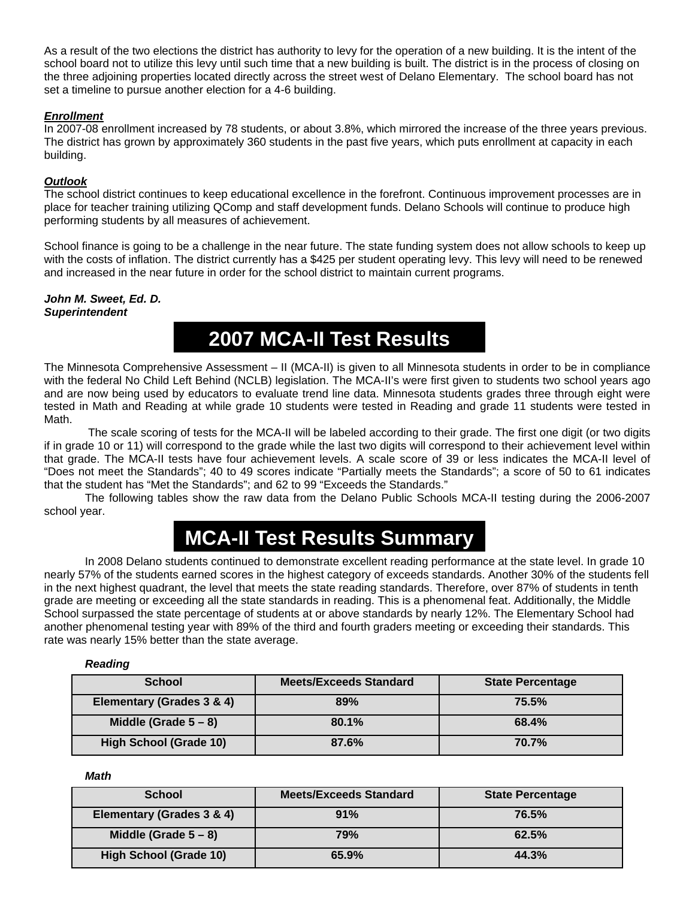As a result of the two elections the district has authority to levy for the operation of a new building. It is the intent of the school board not to utilize this levy until such time that a new building is built. The district is in the process of closing on the three adjoining properties located directly across the street west of Delano Elementary. The school board has not set a timeline to pursue another election for a 4-6 building.

***Enrollment***

In 2007-08 enrollment increased by 78 students, or about 3.8%, which mirrored the increase of the three years previous. The district has grown by approximately 360 students in the past five years, which puts enrollment at capacity in each building.

***Outlook***

The school district continues to keep educational excellence in the forefront. Continuous improvement processes are in place for teacher training utilizing QComp and staff development funds. Delano Schools will continue to produce high performing students by all measures of achievement.

School finance is going to be a challenge in the near future. The state funding system does not allow schools to keep up with the costs of inflation. The district currently has a $425 per student operating levy. This levy will need to be renewed and increased in the near future in order for the school district to maintain current programs.

***John M. Sweet, Ed. D.***
***Superintendent***

# 2007 MCA-II Test Results

The Minnesota Comprehensive Assessment – II (MCA-II) is given to all Minnesota students in order to be in compliance with the federal No Child Left Behind (NCLB) legislation. The MCA-II's were first given to students two school years ago and are now being used by educators to evaluate trend line data. Minnesota students grades three through eight were tested in Math and Reading at while grade 10 students were tested in Reading and grade 11 students were tested in Math.

The scale scoring of tests for the MCA-II will be labeled according to their grade. The first one digit (or two digits if in grade 10 or 11) will correspond to the grade while the last two digits will correspond to their achievement level within that grade. The MCA-II tests have four achievement levels. A scale score of 39 or less indicates the MCA-II level of "Does not meet the Standards"; 40 to 49 scores indicate "Partially meets the Standards"; a score of 50 to 61 indicates that the student has "Met the Standards"; and 62 to 99 "Exceeds the Standards."

The following tables show the raw data from the Delano Public Schools MCA-II testing during the 2006-2007 school year.

# MCA-II Test Results Summary

In 2008 Delano students continued to demonstrate excellent reading performance at the state level. In grade 10 nearly 57% of the students earned scores in the highest category of exceeds standards. Another 30% of the students fell in the next highest quadrant, the level that meets the state reading standards. Therefore, over 87% of students in tenth grade are meeting or exceeding all the state standards in reading. This is a phenomenal feat. Additionally, the Middle School surpassed the state percentage of students at or above standards by nearly 12%. The Elementary School had another phenomenal testing year with 89% of the third and fourth graders meeting or exceeding their standards. This rate was nearly 15% better than the state average.

***Reading***

| School | Meets/Exceeds Standard | State Percentage |
|---|---|---|
| Elementary (Grades 3 & 4) | 89% | 75.5% |
| Middle (Grade 5 – 8) | 80.1% | 68.4% |
| High School (Grade 10) | 87.6% | 70.7% |

***Math***

| School | Meets/Exceeds Standard | State Percentage |
|---|---|---|
| Elementary (Grades 3 & 4) | 91% | 76.5% |
| Middle (Grade 5 – 8) | 79% | 62.5% |
| High School (Grade 10) | 65.9% | 44.3% |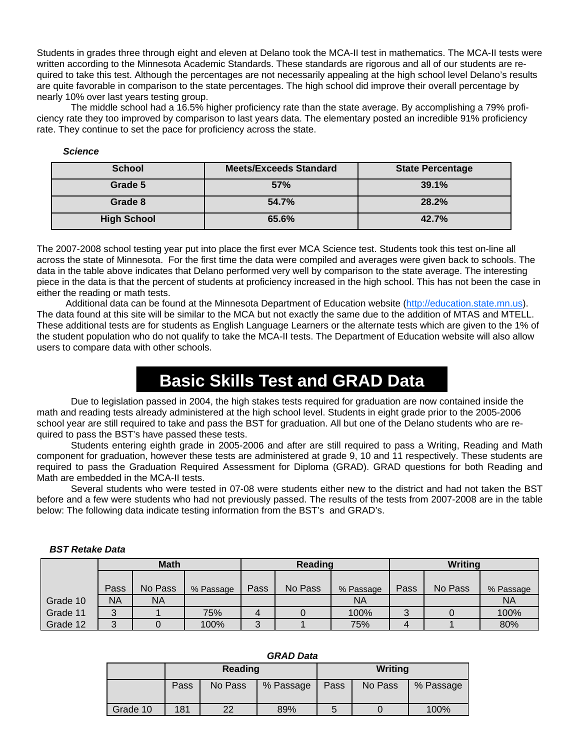Students in grades three through eight and eleven at Delano took the MCA-II test in mathematics. The MCA-II tests were written according to the Minnesota Academic Standards. These standards are rigorous and all of our students are required to take this test. Although the percentages are not necessarily appealing at the high school level Delano's results are quite favorable in comparison to the state percentages. The high school did improve their overall percentage by nearly 10% over last years testing group.

The middle school had a 16.5% higher proficiency rate than the state average. By accomplishing a 79% proficiency rate they too improved by comparison to last years data. The elementary posted an incredible 91% proficiency rate. They continue to set the pace for proficiency across the state.

***Science***

| School | Meets/Exceeds Standard | State Percentage |
|---|---|---|
| Grade 5 | 57% | 39.1% |
| Grade 8 | 54.7% | 28.2% |
| High School | 65.6% | 42.7% |

The 2007-2008 school testing year put into place the first ever MCA Science test. Students took this test on-line all across the state of Minnesota. For the first time the data were compiled and averages were given back to schools. The data in the table above indicates that Delano performed very well by comparison to the state average. The interesting piece in the data is that the percent of students at proficiency increased in the high school. This has not been the case in either the reading or math tests.

Additional data can be found at the Minnesota Department of Education website (http://education.state.mn.us). The data found at this site will be similar to the MCA but not exactly the same due to the addition of MTAS and MTELL. These additional tests are for students as English Language Learners or the alternate tests which are given to the 1% of the student population who do not qualify to take the MCA-II tests. The Department of Education website will also allow users to compare data with other schools.

# Basic Skills Test and GRAD Data

Due to legislation passed in 2004, the high stakes tests required for graduation are now contained inside the math and reading tests already administered at the high school level. Students in eight grade prior to the 2005-2006 school year are still required to take and pass the BST for graduation. All but one of the Delano students who are required to pass the BST's have passed these tests.

Students entering eighth grade in 2005-2006 and after are still required to pass a Writing, Reading and Math component for graduation, however these tests are administered at grade 9, 10 and 11 respectively. These students are required to pass the Graduation Required Assessment for Diploma (GRAD). GRAD questions for both Reading and Math are embedded in the MCA-II tests.

Several students who were tested in 07-08 were students either new to the district and had not taken the BST before and a few were students who had not previously passed. The results of the tests from 2007-2008 are in the table below: The following data indicate testing information from the BST's and GRAD's.

***BST Retake Data***

| | Math | | | Reading | | | Writing | | |
|---|---|---|---|---|---|---|---|---|---|
| | Pass | No Pass | % Passage | Pass | No Pass | % Passage | Pass | No Pass | % Passage |
| Grade 10 | NA | NA | | | | NA | | | NA |
| Grade 11 | 3 | 1 | 75% | 4 | 0 | 100% | 3 | 0 | 100% |
| Grade 12 | 3 | 0 | 100% | 3 | 1 | 75% | 4 | 1 | 80% |

***GRAD Data***

| | Reading | | | Writing | | |
|---|---|---|---|---|---|---|
| | Pass | No Pass | % Passage | Pass | No Pass | % Passage |
| Grade 10 | 181 | 22 | 89% | 5 | 0 | 100% |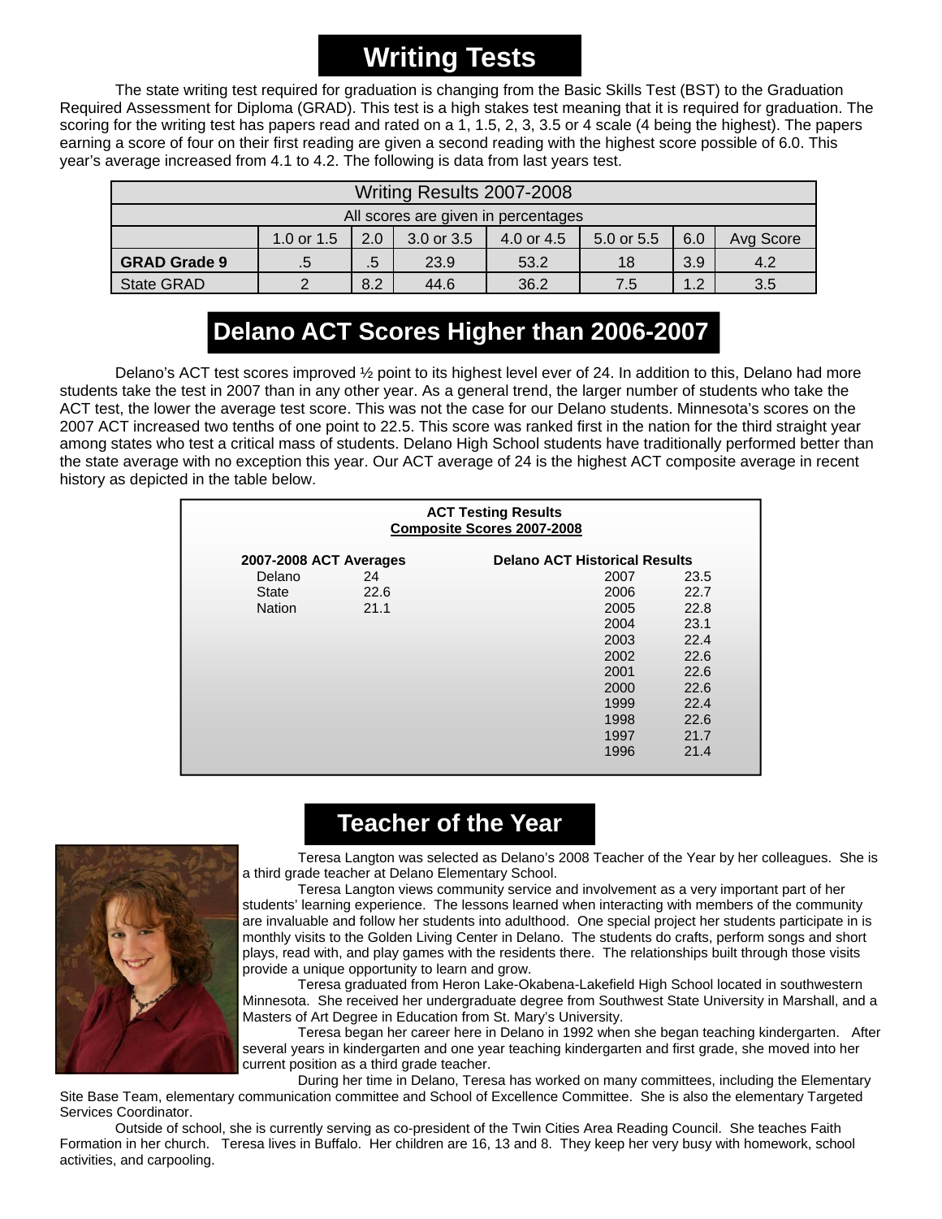## Writing Tests

The state writing test required for graduation is changing from the Basic Skills Test (BST) to the Graduation Required Assessment for Diploma (GRAD). This test is a high stakes test meaning that it is required for graduation. The scoring for the writing test has papers read and rated on a 1, 1.5, 2, 3, 3.5 or 4 scale (4 being the highest). The papers earning a score of four on their first reading are given a second reading with the highest score possible of 6.0. This year's average increased from 4.1 to 4.2. The following is data from last years test.

| Writing Results 2007-2008<br>All scores are given in percentages | | | | | | | |
|---|---|---|---|---|---|---|---|
| | 1.0 or 1.5 | 2.0 | 3.0 or 3.5 | 4.0 or 4.5 | 5.0 or 5.5 | 6.0 | Avg Score |
| **GRAD Grade 9** | .5 | .5 | 23.9 | 53.2 | 18 | 3.9 | 4.2 |
| State GRAD | 2 | 8.2 | 44.6 | 36.2 | 7.5 | 1.2 | 3.5 |

## Delano ACT Scores Higher than 2006-2007

Delano's ACT test scores improved ½ point to its highest level ever of 24. In addition to this, Delano had more students take the test in 2007 than in any other year. As a general trend, the larger number of students who take the ACT test, the lower the average test score. This was not the case for our Delano students. Minnesota's scores on the 2007 ACT increased two tenths of one point to 22.5. This score was ranked first in the nation for the third straight year among states who test a critical mass of students. Delano High School students have traditionally performed better than the state average with no exception this year. Our ACT average of 24 is the highest ACT composite average in recent history as depicted in the table below.

**ACT Testing Results**
**Composite Scores 2007-2008**

| 2007-2008 ACT Averages | | Delano ACT Historical Results | |
|---|---|---|---|
| Delano | 24 | 2007 | 23.5 |
| State | 22.6 | 2006 | 22.7 |
| Nation | 21.1 | 2005 | 22.8 |
| | | 2004 | 23.1 |
| | | 2003 | 22.4 |
| | | 2002 | 22.6 |
| | | 2001 | 22.6 |
| | | 2000 | 22.6 |
| | | 1999 | 22.4 |
| | | 1998 | 22.6 |
| | | 1997 | 21.7 |
| | | 1996 | 21.4 |

## Teacher of the Year

Teresa Langton was selected as Delano's 2008 Teacher of the Year by her colleagues. She is a third grade teacher at Delano Elementary School.

Teresa Langton views community service and involvement as a very important part of her students' learning experience. The lessons learned when interacting with members of the community are invaluable and follow her students into adulthood. One special project her students participate in is monthly visits to the Golden Living Center in Delano. The students do crafts, perform songs and short plays, read with, and play games with the residents there. The relationships built through those visits provide a unique opportunity to learn and grow.

Teresa graduated from Heron Lake-Okabena-Lakefield High School located in southwestern Minnesota. She received her undergraduate degree from Southwest State University in Marshall, and a Masters of Art Degree in Education from St. Mary's University.

Teresa began her career here in Delano in 1992 when she began teaching kindergarten. After several years in kindergarten and one year teaching kindergarten and first grade, she moved into her current position as a third grade teacher.

During her time in Delano, Teresa has worked on many committees, including the Elementary Site Base Team, elementary communication committee and School of Excellence Committee. She is also the elementary Targeted Services Coordinator.

Outside of school, she is currently serving as co-president of the Twin Cities Area Reading Council. She teaches Faith Formation in her church. Teresa lives in Buffalo. Her children are 16, 13 and 8. They keep her very busy with homework, school activities, and carpooling.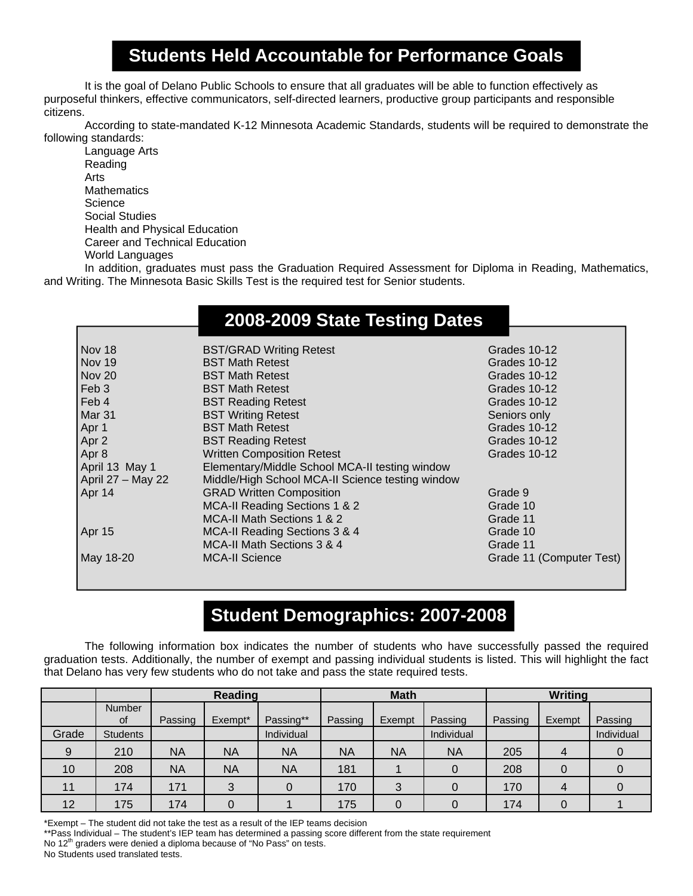## Students Held Accountable for Performance Goals

It is the goal of Delano Public Schools to ensure that all graduates will be able to function effectively as purposeful thinkers, effective communicators, self-directed learners, productive group participants and responsible citizens.

According to state-mandated K-12 Minnesota Academic Standards, students will be required to demonstrate the following standards:

Language Arts
Reading
Arts
Mathematics
Science
Social Studies
Health and Physical Education
Career and Technical Education
World Languages

In addition, graduates must pass the Graduation Required Assessment for Diploma in Reading, Mathematics, and Writing. The Minnesota Basic Skills Test is the required test for Senior students.

## 2008-2009 State Testing Dates

| Date | Test | Grades |
|---|---|---|
| Nov 18 | BST/GRAD Writing Retest | Grades 10-12 |
| Nov 19 | BST Math Retest | Grades 10-12 |
| Nov 20 | BST Math Retest | Grades 10-12 |
| Feb 3 | BST Math Retest | Grades 10-12 |
| Feb 4 | BST Reading Retest | Grades 10-12 |
| Mar 31 | BST Writing Retest | Seniors only |
| Apr 1 | BST Math Retest | Grades 10-12 |
| Apr 2 | BST Reading Retest | Grades 10-12 |
| Apr 8 | Written Composition Retest | Grades 10-12 |
| April 13 May 1 | Elementary/Middle School MCA-II testing window | |
| April 27 – May 22 | Middle/High School MCA-II Science testing window | |
| Apr 14 | GRAD Written Composition | Grade 9 |
| | MCA-II Reading Sections 1 & 2 | Grade 10 |
| | MCA-II Math Sections 1 & 2 | Grade 11 |
| Apr 15 | MCA-II Reading Sections 3 & 4 | Grade 10 |
| | MCA-II Math Sections 3 & 4 | Grade 11 |
| May 18-20 | MCA-II Science | Grade 11 (Computer Test) |

## Student Demographics: 2007-2008

The following information box indicates the number of students who have successfully passed the required graduation tests. Additionally, the number of exempt and passing individual students is listed. This will highlight the fact that Delano has very few students who do not take and pass the state required tests.

| | | Reading | | | Math | | | Writing | | |
|---|---|---|---|---|---|---|---|---|---|---|
| Grade | Number of Students | Passing | Exempt* | Passing** Individual | Passing | Exempt | Passing Individual | Passing | Exempt | Passing Individual |
| 9 | 210 | NA | NA | NA | NA | NA | NA | 205 | 4 | 0 |
| 10 | 208 | NA | NA | NA | 181 | 1 | 0 | 208 | 0 | 0 |
| 11 | 174 | 171 | 3 | 0 | 170 | 3 | 0 | 170 | 4 | 0 |
| 12 | 175 | 174 | 0 | 1 | 175 | 0 | 0 | 174 | 0 | 1 |

*Exempt – The student did not take the test as a result of the IEP teams decision
**Pass Individual – The student's IEP team has determined a passing score different from the state requirement
No 12th graders were denied a diploma because of "No Pass" on tests.
No Students used translated tests.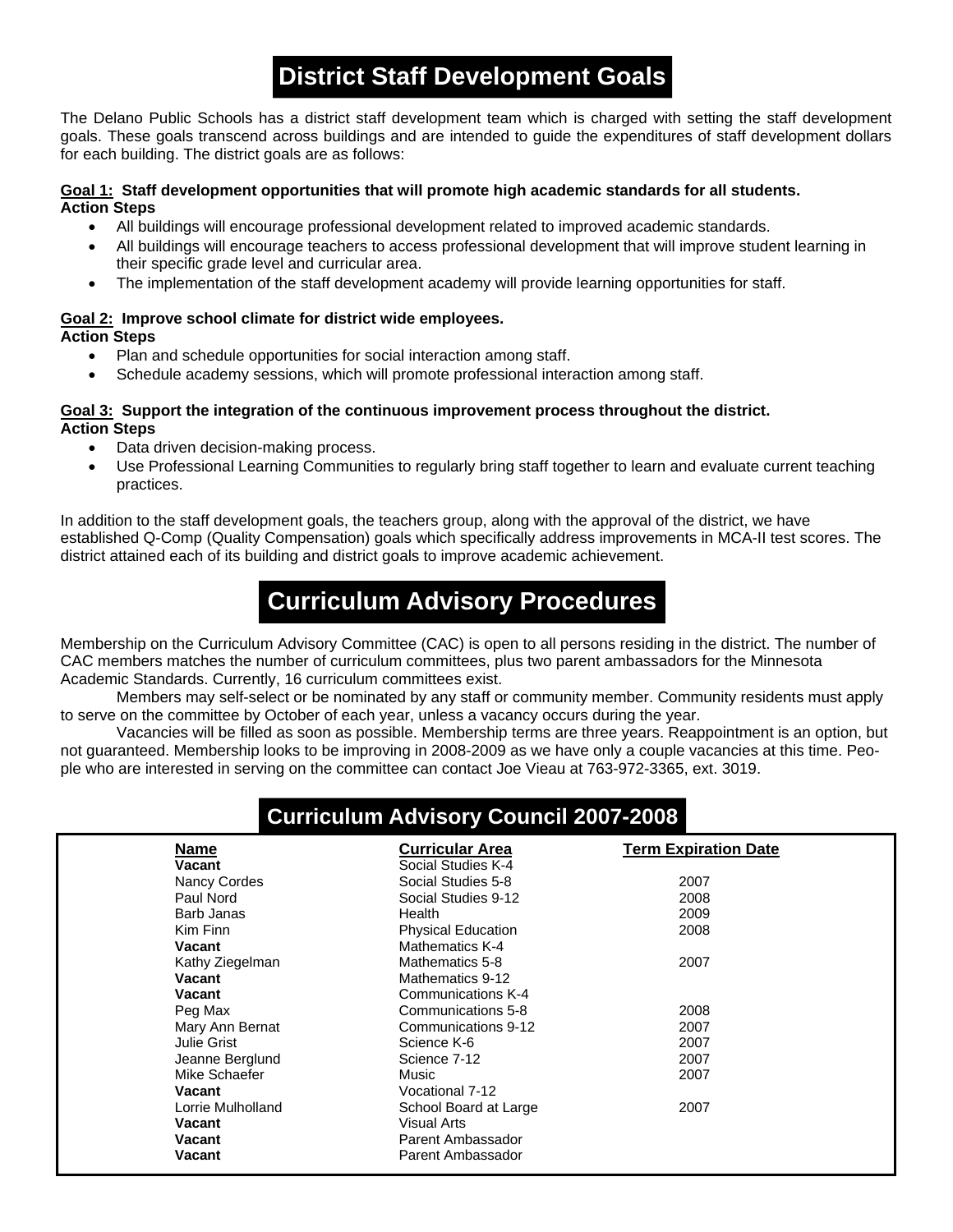# District Staff Development Goals

The Delano Public Schools has a district staff development team which is charged with setting the staff development goals. These goals transcend across buildings and are intended to guide the expenditures of staff development dollars for each building. The district goals are as follows:

**Goal 1: Staff development opportunities that will promote high academic standards for all students.**
**Action Steps**

- All buildings will encourage professional development related to improved academic standards.
- All buildings will encourage teachers to access professional development that will improve student learning in their specific grade level and curricular area.
- The implementation of the staff development academy will provide learning opportunities for staff.

**Goal 2: Improve school climate for district wide employees.**
**Action Steps**

- Plan and schedule opportunities for social interaction among staff.
- Schedule academy sessions, which will promote professional interaction among staff.

**Goal 3: Support the integration of the continuous improvement process throughout the district.**
**Action Steps**

- Data driven decision-making process.
- Use Professional Learning Communities to regularly bring staff together to learn and evaluate current teaching practices.

In addition to the staff development goals, the teachers group, along with the approval of the district, we have established Q-Comp (Quality Compensation) goals which specifically address improvements in MCA-II test scores. The district attained each of its building and district goals to improve academic achievement.

# Curriculum Advisory Procedures

Membership on the Curriculum Advisory Committee (CAC) is open to all persons residing in the district. The number of CAC members matches the number of curriculum committees, plus two parent ambassadors for the Minnesota Academic Standards. Currently, 16 curriculum committees exist.

Members may self-select or be nominated by any staff or community member. Community residents must apply to serve on the committee by October of each year, unless a vacancy occurs during the year.

Vacancies will be filled as soon as possible. Membership terms are three years. Reappointment is an option, but not guaranteed. Membership looks to be improving in 2008-2009 as we have only a couple vacancies at this time. People who are interested in serving on the committee can contact Joe Vieau at 763-972-3365, ext. 3019.

# Curriculum Advisory Council 2007-2008

| Name | Curricular Area | Term Expiration Date |
|---|---|---|
| **Vacant** | Social Studies K-4 | |
| Nancy Cordes | Social Studies 5-8 | 2007 |
| Paul Nord | Social Studies 9-12 | 2008 |
| Barb Janas | Health | 2009 |
| Kim Finn | Physical Education | 2008 |
| **Vacant** | Mathematics K-4 | |
| Kathy Ziegelman | Mathematics 5-8 | 2007 |
| **Vacant** | Mathematics 9-12 | |
| **Vacant** | Communications K-4 | |
| Peg Max | Communications 5-8 | 2008 |
| Mary Ann Bernat | Communications 9-12 | 2007 |
| Julie Grist | Science K-6 | 2007 |
| Jeanne Berglund | Science 7-12 | 2007 |
| Mike Schaefer | Music | 2007 |
| **Vacant** | Vocational 7-12 | |
| Lorrie Mulholland | School Board at Large | 2007 |
| **Vacant** | Visual Arts | |
| **Vacant** | Parent Ambassador | |
| **Vacant** | Parent Ambassador | |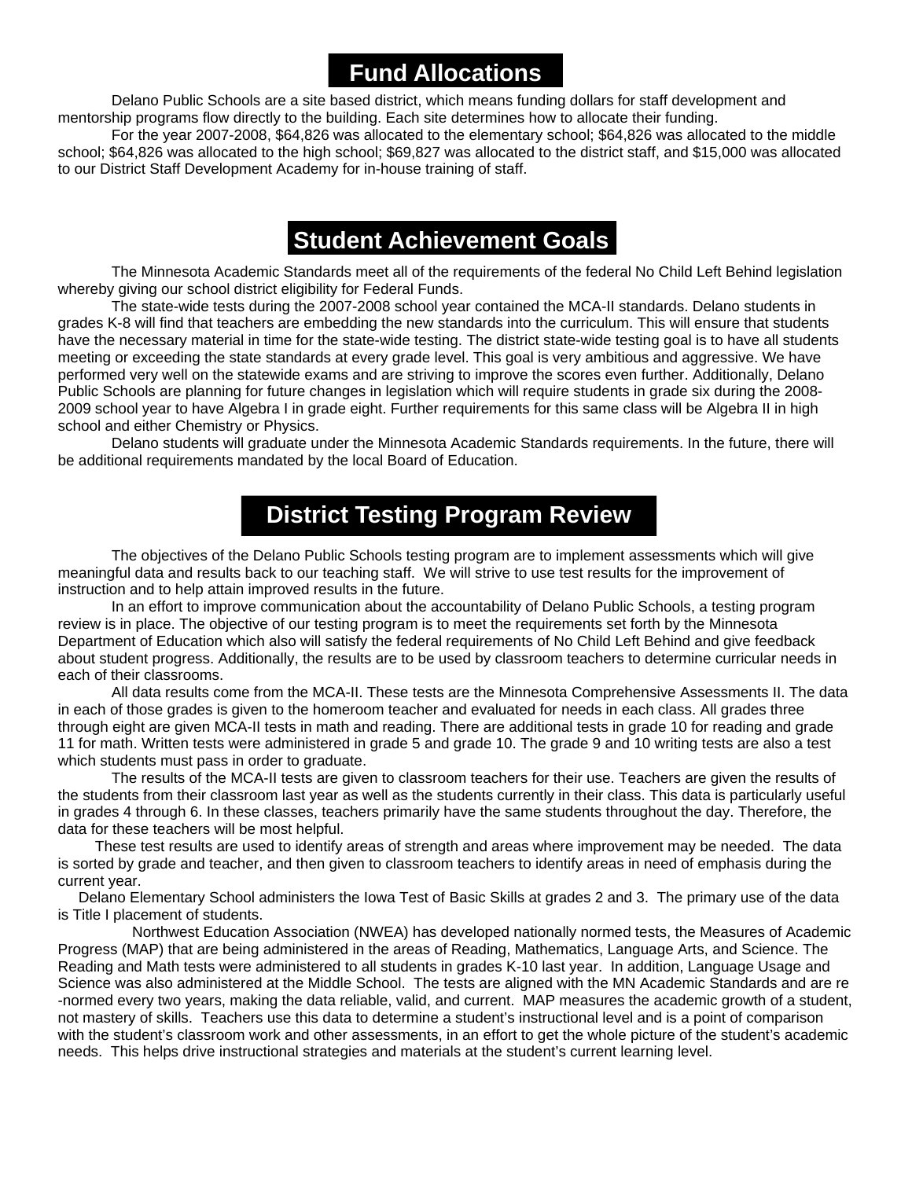# Fund Allocations

Delano Public Schools are a site based district, which means funding dollars for staff development and mentorship programs flow directly to the building. Each site determines how to allocate their funding.

For the year 2007-2008, $64,826 was allocated to the elementary school; $64,826 was allocated to the middle school; $64,826 was allocated to the high school; $69,827 was allocated to the district staff, and $15,000 was allocated to our District Staff Development Academy for in-house training of staff.

# Student Achievement Goals

The Minnesota Academic Standards meet all of the requirements of the federal No Child Left Behind legislation whereby giving our school district eligibility for Federal Funds.

The state-wide tests during the 2007-2008 school year contained the MCA-II standards. Delano students in grades K-8 will find that teachers are embedding the new standards into the curriculum. This will ensure that students have the necessary material in time for the state-wide testing. The district state-wide testing goal is to have all students meeting or exceeding the state standards at every grade level. This goal is very ambitious and aggressive. We have performed very well on the statewide exams and are striving to improve the scores even further. Additionally, Delano Public Schools are planning for future changes in legislation which will require students in grade six during the 2008-2009 school year to have Algebra I in grade eight. Further requirements for this same class will be Algebra II in high school and either Chemistry or Physics.

Delano students will graduate under the Minnesota Academic Standards requirements. In the future, there will be additional requirements mandated by the local Board of Education.

# District Testing Program Review

The objectives of the Delano Public Schools testing program are to implement assessments which will give meaningful data and results back to our teaching staff. We will strive to use test results for the improvement of instruction and to help attain improved results in the future.

In an effort to improve communication about the accountability of Delano Public Schools, a testing program review is in place. The objective of our testing program is to meet the requirements set forth by the Minnesota Department of Education which also will satisfy the federal requirements of No Child Left Behind and give feedback about student progress. Additionally, the results are to be used by classroom teachers to determine curricular needs in each of their classrooms.

All data results come from the MCA-II. These tests are the Minnesota Comprehensive Assessments II. The data in each of those grades is given to the homeroom teacher and evaluated for needs in each class. All grades three through eight are given MCA-II tests in math and reading. There are additional tests in grade 10 for reading and grade 11 for math. Written tests were administered in grade 5 and grade 10. The grade 9 and 10 writing tests are also a test which students must pass in order to graduate.

The results of the MCA-II tests are given to classroom teachers for their use. Teachers are given the results of the students from their classroom last year as well as the students currently in their class. This data is particularly useful in grades 4 through 6. In these classes, teachers primarily have the same students throughout the day. Therefore, the data for these teachers will be most helpful.

These test results are used to identify areas of strength and areas where improvement may be needed. The data is sorted by grade and teacher, and then given to classroom teachers to identify areas in need of emphasis during the current year.

Delano Elementary School administers the Iowa Test of Basic Skills at grades 2 and 3. The primary use of the data is Title I placement of students.

Northwest Education Association (NWEA) has developed nationally normed tests, the Measures of Academic Progress (MAP) that are being administered in the areas of Reading, Mathematics, Language Arts, and Science. The Reading and Math tests were administered to all students in grades K-10 last year. In addition, Language Usage and Science was also administered at the Middle School. The tests are aligned with the MN Academic Standards and are re-normed every two years, making the data reliable, valid, and current. MAP measures the academic growth of a student, not mastery of skills. Teachers use this data to determine a student's instructional level and is a point of comparison with the student's classroom work and other assessments, in an effort to get the whole picture of the student's academic needs. This helps drive instructional strategies and materials at the student's current learning level.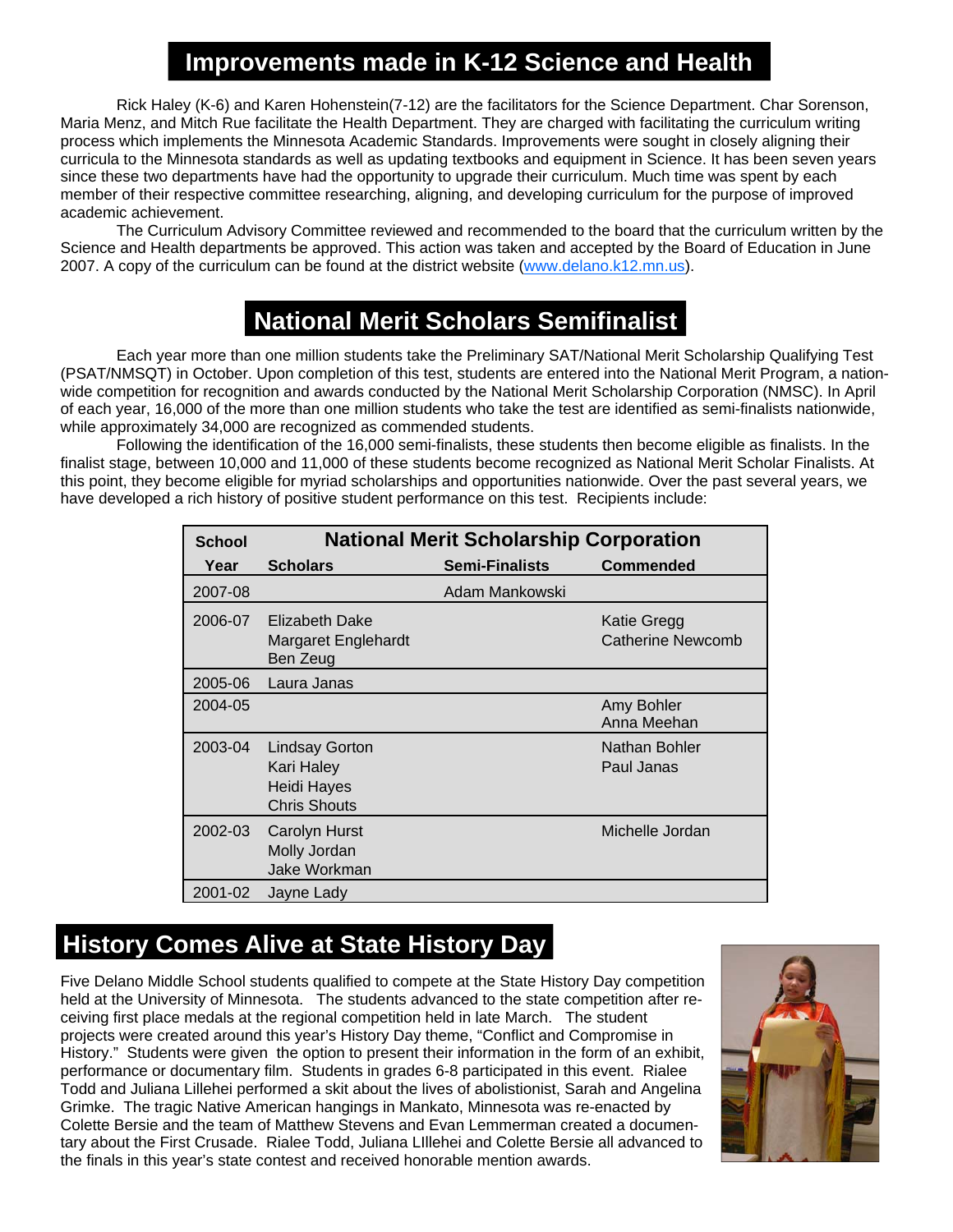## Improvements made in K-12 Science and Health

Rick Haley (K-6) and Karen Hohenstein(7-12) are the facilitators for the Science Department. Char Sorenson, Maria Menz, and Mitch Rue facilitate the Health Department. They are charged with facilitating the curriculum writing process which implements the Minnesota Academic Standards. Improvements were sought in closely aligning their curricula to the Minnesota standards as well as updating textbooks and equipment in Science. It has been seven years since these two departments have had the opportunity to upgrade their curriculum. Much time was spent by each member of their respective committee researching, aligning, and developing curriculum for the purpose of improved academic achievement.

The Curriculum Advisory Committee reviewed and recommended to the board that the curriculum written by the Science and Health departments be approved. This action was taken and accepted by the Board of Education in June 2007. A copy of the curriculum can be found at the district website (www.delano.k12.mn.us).

## National Merit Scholars Semifinalist

Each year more than one million students take the Preliminary SAT/National Merit Scholarship Qualifying Test (PSAT/NMSQT) in October. Upon completion of this test, students are entered into the National Merit Program, a nation-wide competition for recognition and awards conducted by the National Merit Scholarship Corporation (NMSC). In April of each year, 16,000 of the more than one million students who take the test are identified as semi-finalists nationwide, while approximately 34,000 are recognized as commended students.

Following the identification of the 16,000 semi-finalists, these students then become eligible as finalists. In the finalist stage, between 10,000 and 11,000 of these students become recognized as National Merit Scholar Finalists. At this point, they become eligible for myriad scholarships and opportunities nationwide. Over the past several years, we have developed a rich history of positive student performance on this test. Recipients include:

| School | National Merit Scholarship Corporation | | |
|---|---|---|---|
| **Year** | **Scholars** | **Semi-Finalists** | **Commended** |
| 2007-08 | | Adam Mankowski | |
| 2006-07 | Elizabeth Dake<br>Margaret Englehardt<br>Ben Zeug | | Katie Gregg<br>Catherine Newcomb |
| 2005-06 | Laura Janas | | |
| 2004-05 | | | Amy Bohler<br>Anna Meehan |
| 2003-04 | Lindsay Gorton<br>Kari Haley<br>Heidi Hayes<br>Chris Shouts | | Nathan Bohler<br>Paul Janas |
| 2002-03 | Carolyn Hurst<br>Molly Jordan<br>Jake Workman | | Michelle Jordan |
| 2001-02 | Jayne Lady | | |

## History Comes Alive at State History Day

Five Delano Middle School students qualified to compete at the State History Day competition held at the University of Minnesota. The students advanced to the state competition after receiving first place medals at the regional competition held in late March. The student projects were created around this year's History Day theme, "Conflict and Compromise in History." Students were given the option to present their information in the form of an exhibit, performance or documentary film. Students in grades 6-8 participated in this event. Rialee Todd and Juliana Lillehei performed a skit about the lives of abolitionist, Sarah and Angelina Grimke. The tragic Native American hangings in Mankato, Minnesota was re-enacted by Colette Bersie and the team of Matthew Stevens and Evan Lemmerman created a documentary about the First Crusade. Rialee Todd, Juliana LIllehei and Colette Bersie all advanced to the finals in this year's state contest and received honorable mention awards.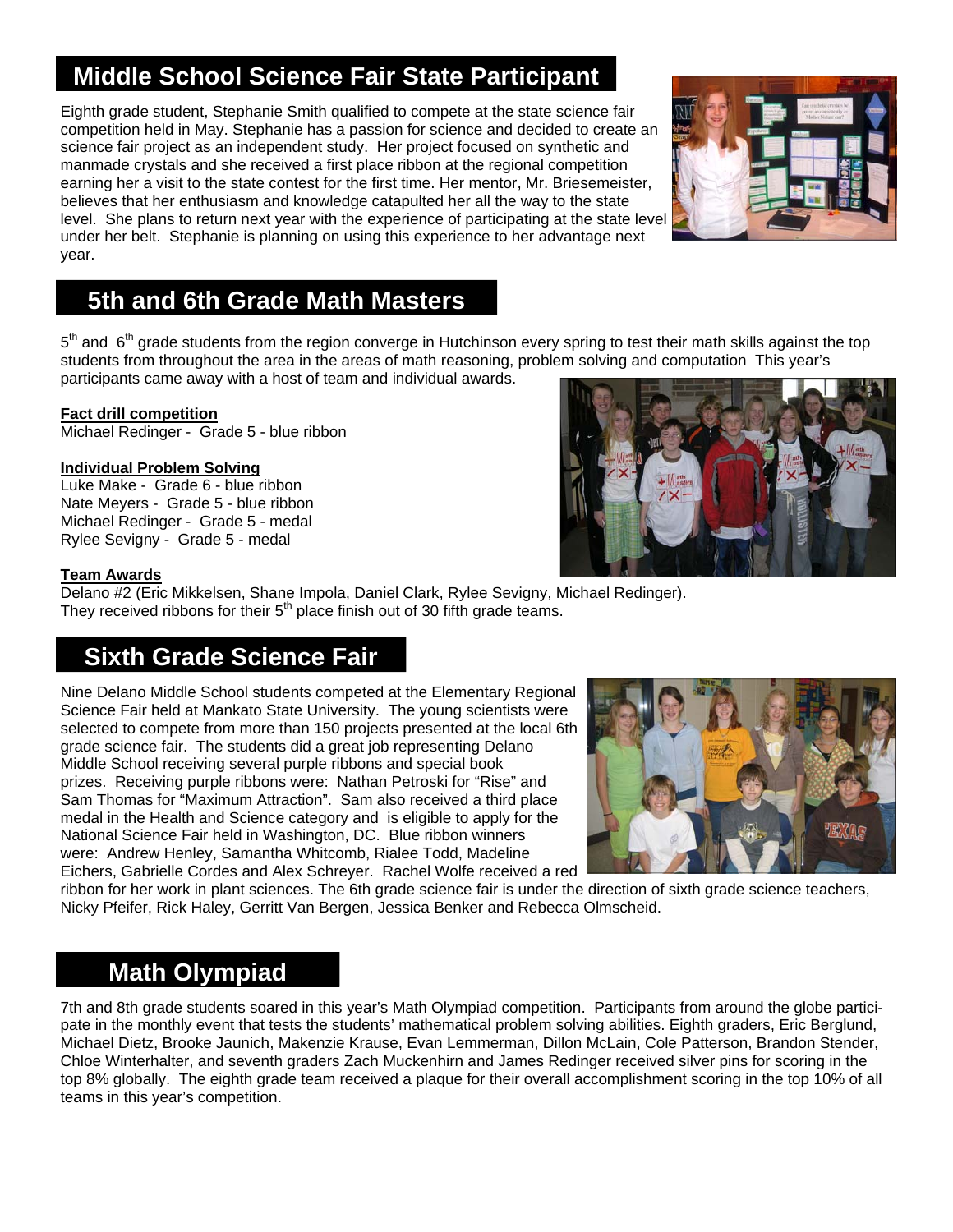## Middle School Science Fair State Participant

Eighth grade student, Stephanie Smith qualified to compete at the state science fair competition held in May. Stephanie has a passion for science and decided to create an science fair project as an independent study. Her project focused on synthetic and manmade crystals and she received a first place ribbon at the regional competition earning her a visit to the state contest for the first time. Her mentor, Mr. Briesemeister, believes that her enthusiasm and knowledge catapulted her all the way to the state level. She plans to return next year with the experience of participating at the state level under her belt. Stephanie is planning on using this experience to her advantage next year.

## 5th and 6th Grade Math Masters

5th and 6th grade students from the region converge in Hutchinson every spring to test their math skills against the top students from throughout the area in the areas of math reasoning, problem solving and computation This year's participants came away with a host of team and individual awards.

**Fact drill competition**
Michael Redinger - Grade 5 - blue ribbon

**Individual Problem Solving**
Luke Make - Grade 6 - blue ribbon
Nate Meyers - Grade 5 - blue ribbon
Michael Redinger - Grade 5 - medal
Rylee Sevigny - Grade 5 - medal

**Team Awards**
Delano #2 (Eric Mikkelsen, Shane Impola, Daniel Clark, Rylee Sevigny, Michael Redinger). They received ribbons for their 5th place finish out of 30 fifth grade teams.

## Sixth Grade Science Fair

Nine Delano Middle School students competed at the Elementary Regional Science Fair held at Mankato State University. The young scientists were selected to compete from more than 150 projects presented at the local 6th grade science fair. The students did a great job representing Delano Middle School receiving several purple ribbons and special book prizes. Receiving purple ribbons were: Nathan Petroski for "Rise" and Sam Thomas for "Maximum Attraction". Sam also received a third place medal in the Health and Science category and is eligible to apply for the National Science Fair held in Washington, DC. Blue ribbon winners were: Andrew Henley, Samantha Whitcomb, Rialee Todd, Madeline Eichers, Gabrielle Cordes and Alex Schreyer. Rachel Wolfe received a red ribbon for her work in plant sciences. The 6th grade science fair is under the direction of sixth grade science teachers, Nicky Pfeifer, Rick Haley, Gerritt Van Bergen, Jessica Benker and Rebecca Olmscheid.

## Math Olympiad

7th and 8th grade students soared in this year's Math Olympiad competition. Participants from around the globe participate in the monthly event that tests the students' mathematical problem solving abilities. Eighth graders, Eric Berglund, Michael Dietz, Brooke Jaunich, Makenzie Krause, Evan Lemmerman, Dillon McLain, Cole Patterson, Brandon Stender, Chloe Winterhalter, and seventh graders Zach Muckenhirn and James Redinger received silver pins for scoring in the top 8% globally. The eighth grade team received a plaque for their overall accomplishment scoring in the top 10% of all teams in this year's competition.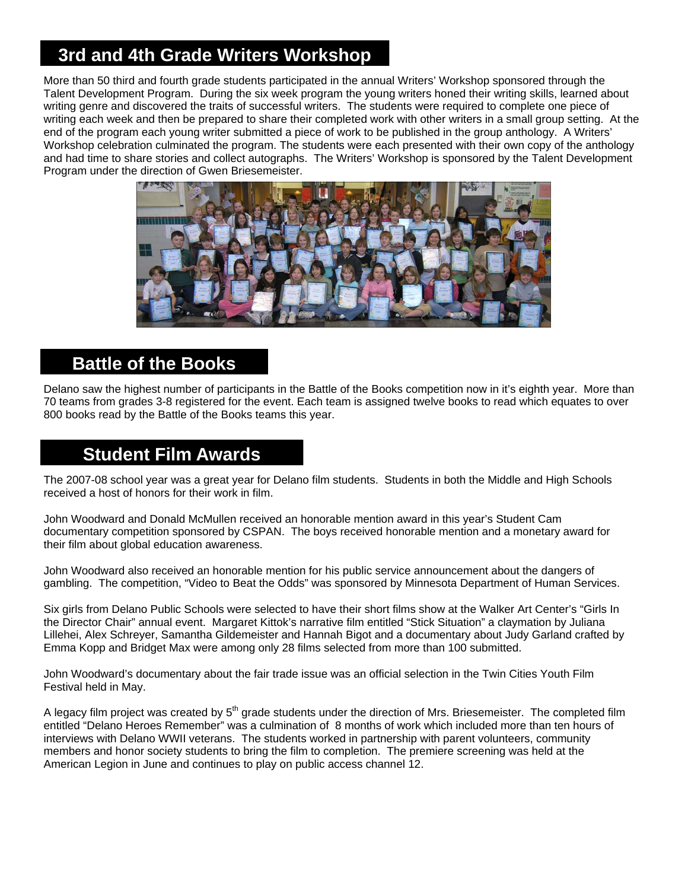## 3rd and 4th Grade Writers Workshop

More than 50 third and fourth grade students participated in the annual Writers' Workshop sponsored through the Talent Development Program. During the six week program the young writers honed their writing skills, learned about writing genre and discovered the traits of successful writers. The students were required to complete one piece of writing each week and then be prepared to share their completed work with other writers in a small group setting. At the end of the program each young writer submitted a piece of work to be published in the group anthology. A Writers' Workshop celebration culminated the program. The students were each presented with their own copy of the anthology and had time to share stories and collect autographs. The Writers' Workshop is sponsored by the Talent Development Program under the direction of Gwen Briesemeister.

## Battle of the Books

Delano saw the highest number of participants in the Battle of the Books competition now in it's eighth year. More than 70 teams from grades 3-8 registered for the event. Each team is assigned twelve books to read which equates to over 800 books read by the Battle of the Books teams this year.

## Student Film Awards

The 2007-08 school year was a great year for Delano film students. Students in both the Middle and High Schools received a host of honors for their work in film.

John Woodward and Donald McMullen received an honorable mention award in this year's Student Cam documentary competition sponsored by CSPAN. The boys received honorable mention and a monetary award for their film about global education awareness.

John Woodward also received an honorable mention for his public service announcement about the dangers of gambling. The competition, "Video to Beat the Odds" was sponsored by Minnesota Department of Human Services.

Six girls from Delano Public Schools were selected to have their short films show at the Walker Art Center's "Girls In the Director Chair" annual event. Margaret Kittok's narrative film entitled "Stick Situation" a claymation by Juliana Lillehei, Alex Schreyer, Samantha Gildemeister and Hannah Bigot and a documentary about Judy Garland crafted by Emma Kopp and Bridget Max were among only 28 films selected from more than 100 submitted.

John Woodward's documentary about the fair trade issue was an official selection in the Twin Cities Youth Film Festival held in May.

A legacy film project was created by 5th grade students under the direction of Mrs. Briesemeister. The completed film entitled "Delano Heroes Remember" was a culmination of 8 months of work which included more than ten hours of interviews with Delano WWII veterans. The students worked in partnership with parent volunteers, community members and honor society students to bring the film to completion. The premiere screening was held at the American Legion in June and continues to play on public access channel 12.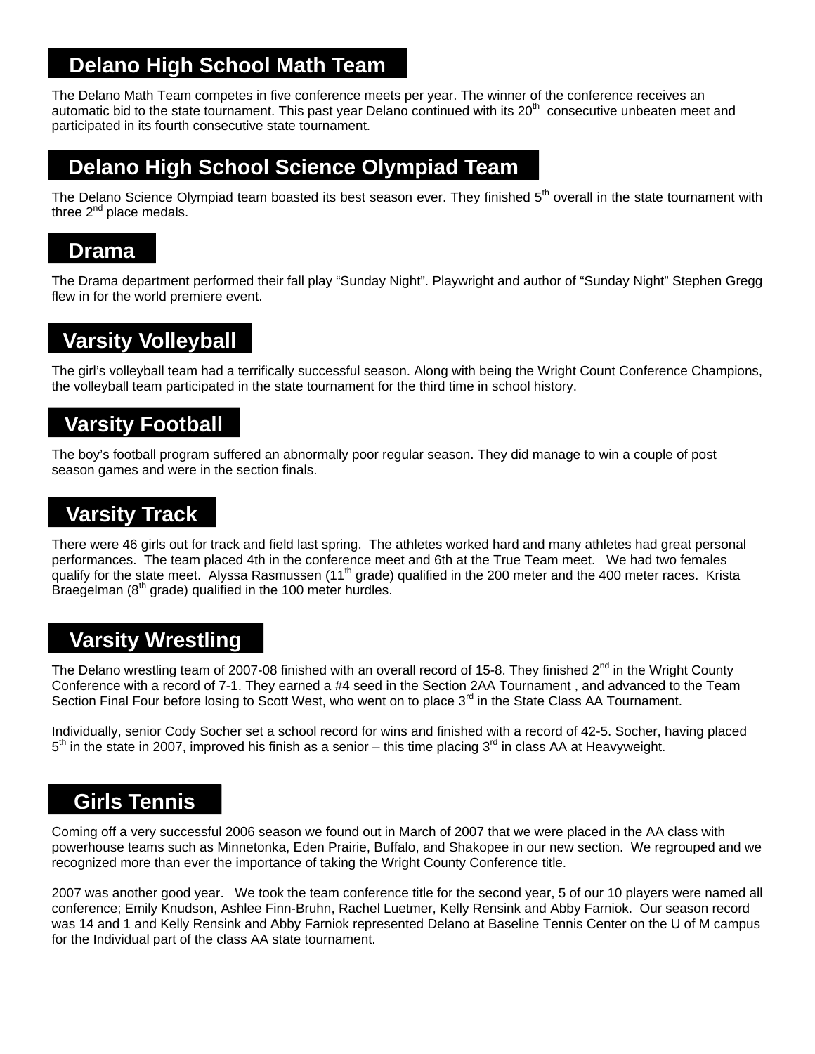## Delano High School Math Team

The Delano Math Team competes in five conference meets per year. The winner of the conference receives an automatic bid to the state tournament. This past year Delano continued with its 20th consecutive unbeaten meet and participated in its fourth consecutive state tournament.

## Delano High School Science Olympiad Team

The Delano Science Olympiad team boasted its best season ever. They finished 5th overall in the state tournament with three 2nd place medals.

## Drama

The Drama department performed their fall play "Sunday Night". Playwright and author of "Sunday Night" Stephen Gregg flew in for the world premiere event.

## Varsity Volleyball

The girl's volleyball team had a terrifically successful season. Along with being the Wright Count Conference Champions, the volleyball team participated in the state tournament for the third time in school history.

## Varsity Football

The boy's football program suffered an abnormally poor regular season. They did manage to win a couple of post season games and were in the section finals.

## Varsity Track

There were 46 girls out for track and field last spring. The athletes worked hard and many athletes had great personal performances. The team placed 4th in the conference meet and 6th at the True Team meet. We had two females qualify for the state meet. Alyssa Rasmussen (11th grade) qualified in the 200 meter and the 400 meter races. Krista Braegelman (8th grade) qualified in the 100 meter hurdles.

## Varsity Wrestling

The Delano wrestling team of 2007-08 finished with an overall record of 15-8. They finished 2nd in the Wright County Conference with a record of 7-1. They earned a #4 seed in the Section 2AA Tournament , and advanced to the Team Section Final Four before losing to Scott West, who went on to place 3rd in the State Class AA Tournament.

Individually, senior Cody Socher set a school record for wins and finished with a record of 42-5. Socher, having placed 5th in the state in 2007, improved his finish as a senior – this time placing 3rd in class AA at Heavyweight.

## Girls Tennis

Coming off a very successful 2006 season we found out in March of 2007 that we were placed in the AA class with powerhouse teams such as Minnetonka, Eden Prairie, Buffalo, and Shakopee in our new section. We regrouped and we recognized more than ever the importance of taking the Wright County Conference title.

2007 was another good year. We took the team conference title for the second year, 5 of our 10 players were named all conference; Emily Knudson, Ashlee Finn-Bruhn, Rachel Luetmer, Kelly Rensink and Abby Farniok. Our season record was 14 and 1 and Kelly Rensink and Abby Farniok represented Delano at Baseline Tennis Center on the U of M campus for the Individual part of the class AA state tournament.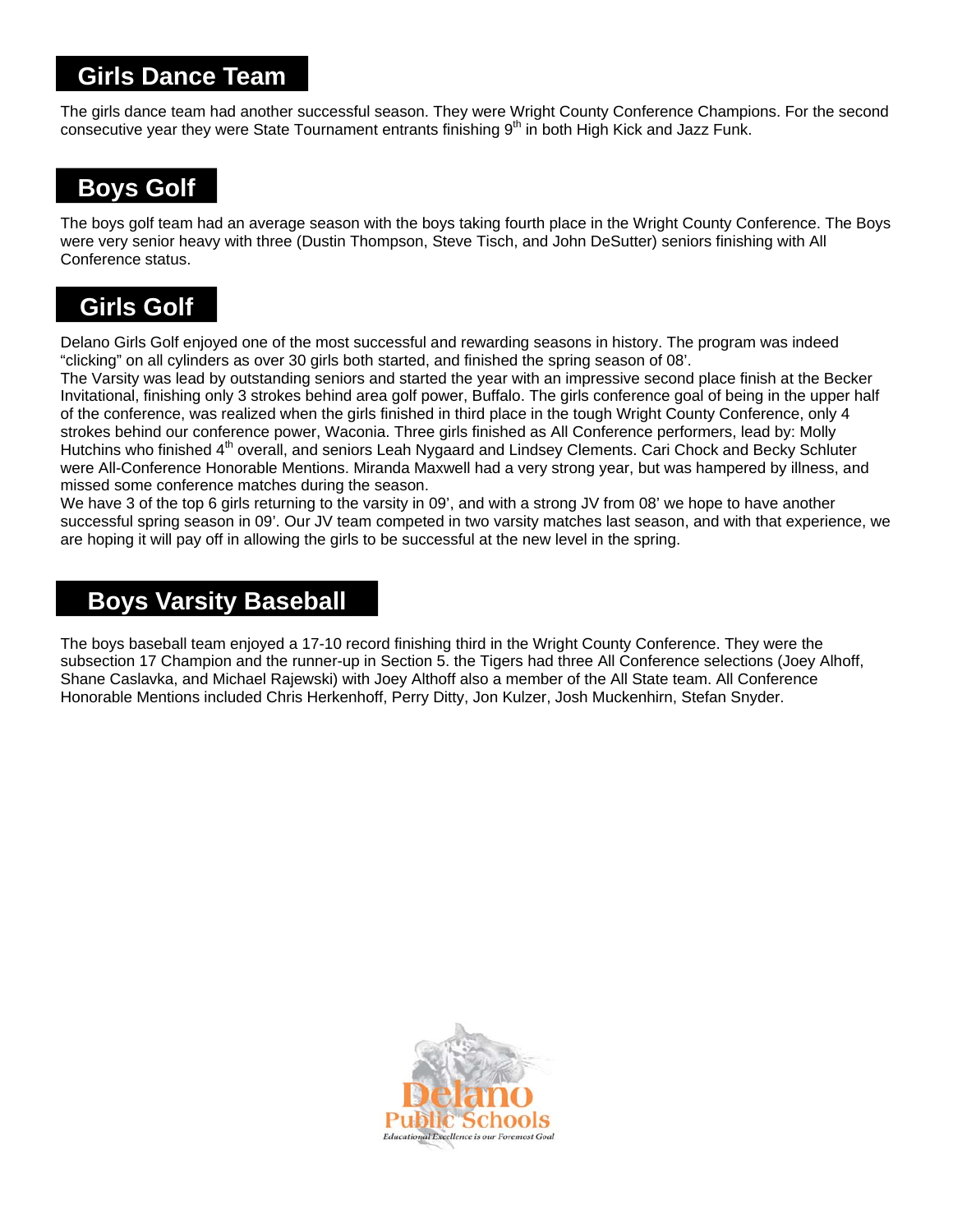## Girls Dance Team

The girls dance team had another successful season. They were Wright County Conference Champions. For the second consecutive year they were State Tournament entrants finishing 9th in both High Kick and Jazz Funk.

## Boys Golf

The boys golf team had an average season with the boys taking fourth place in the Wright County Conference. The Boys were very senior heavy with three (Dustin Thompson, Steve Tisch, and John DeSutter) seniors finishing with All Conference status.

## Girls Golf

Delano Girls Golf enjoyed one of the most successful and rewarding seasons in history. The program was indeed "clicking" on all cylinders as over 30 girls both started, and finished the spring season of 08'.

The Varsity was lead by outstanding seniors and started the year with an impressive second place finish at the Becker Invitational, finishing only 3 strokes behind area golf power, Buffalo. The girls conference goal of being in the upper half of the conference, was realized when the girls finished in third place in the tough Wright County Conference, only 4 strokes behind our conference power, Waconia. Three girls finished as All Conference performers, lead by: Molly Hutchins who finished 4th overall, and seniors Leah Nygaard and Lindsey Clements. Cari Chock and Becky Schluter were All-Conference Honorable Mentions. Miranda Maxwell had a very strong year, but was hampered by illness, and missed some conference matches during the season.

We have 3 of the top 6 girls returning to the varsity in 09', and with a strong JV from 08' we hope to have another successful spring season in 09'. Our JV team competed in two varsity matches last season, and with that experience, we are hoping it will pay off in allowing the girls to be successful at the new level in the spring.

## Boys Varsity Baseball

The boys baseball team enjoyed a 17-10 record finishing third in the Wright County Conference. They were the subsection 17 Champion and the runner-up in Section 5. the Tigers had three All Conference selections (Joey Alhoff, Shane Caslavka, and Michael Rajewski) with Joey Althoff also a member of the All State team. All Conference Honorable Mentions included Chris Herkenhoff, Perry Ditty, Jon Kulzer, Josh Muckenhirn, Stefan Snyder.

Delano Public Schools
*Educational Excellence is our Foremost Goal*